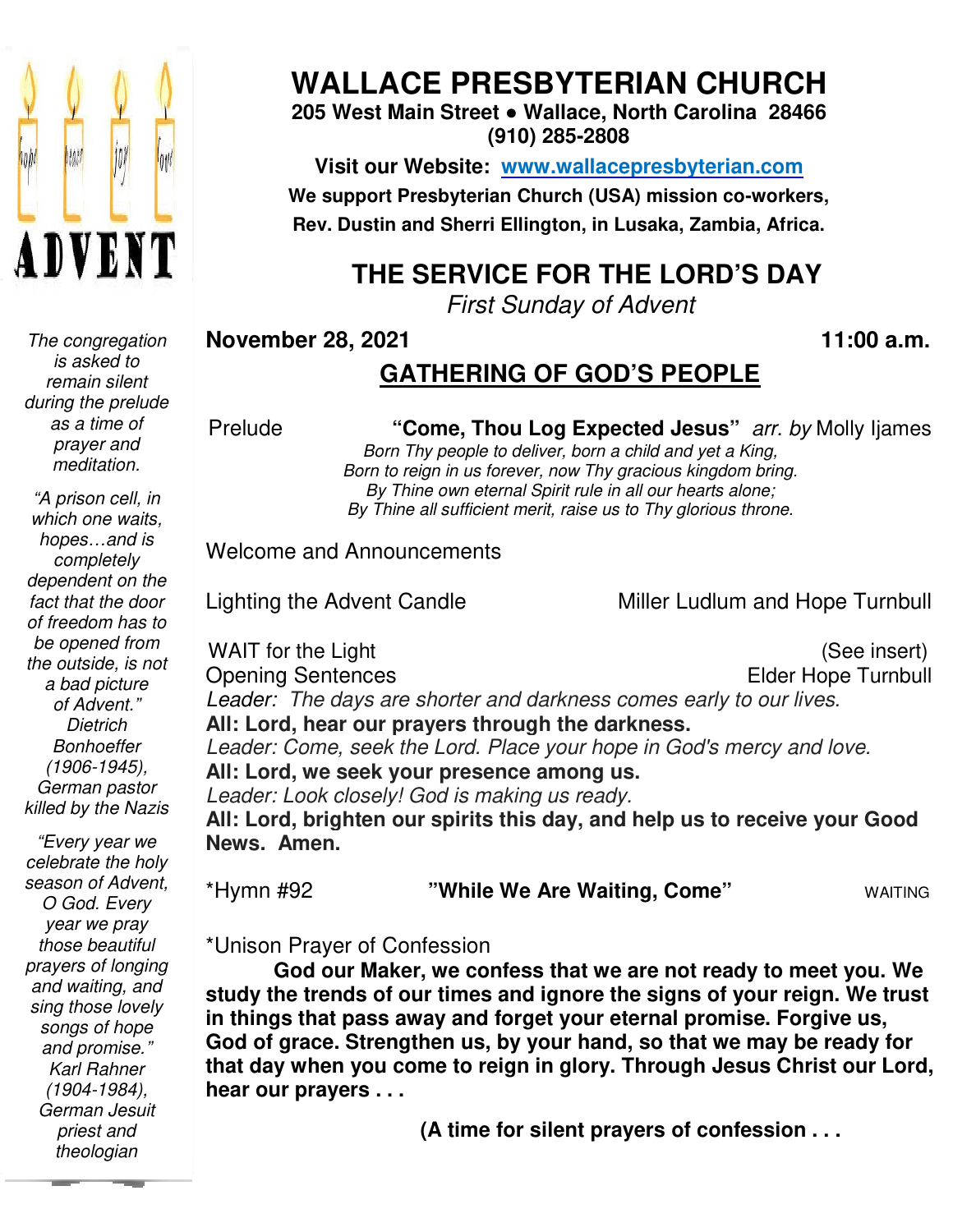ADVENT

*The congregation is asked to remain silent during the prelude as a time of prayer and meditation.*

*"A prison cell, in which one waits, hopes…and is completely dependent on the fact that the door of freedom has to be opened from the outside, is not a bad picture of Advent." Dietrich Bonhoeffer (1906-1945), German pastor killed by the Nazis*

*"Every year we celebrate the holy season of Advent, O God. Every year we pray those beautiful prayers of longing and waiting, and sing those lovely songs of hope and promise." Karl Rahner (1904-1984), German Jesuit priest and theologian*

# WALLACE PRESBYTERIAN CHURCH

**205 West Main Street ● Wallace, North Carolina 28466**
**(910) 285-2808**

**Visit our Website: [www.wallacepresbyterian.com](http://www.wallacepresbyterian.com)**

**We support Presbyterian Church (USA) mission co-workers, Rev. Dustin and Sherri Ellington, in Lusaka, Zambia, Africa.**

## THE SERVICE FOR THE LORD'S DAY

*First Sunday of Advent*

**November 28, 2021** **11:00 a.m.**

## GATHERING OF GOD'S PEOPLE

Prelude **"Come, Thou Log Expected Jesus"** *arr. by* Molly Ijames

*Born Thy people to deliver, born a child and yet a King,*
*Born to reign in us forever, now Thy gracious kingdom bring.*
*By Thine own eternal Spirit rule in all our hearts alone;*
*By Thine all sufficient merit, raise us to Thy glorious throne.*

Welcome and Announcements

Lighting the Advent Candle — Miller Ludlum and Hope Turnbull

WAIT for the Light — (See insert)

Opening Sentences — Elder Hope Turnbull

*Leader: The days are shorter and darkness comes early to our lives.*
**All: Lord, hear our prayers through the darkness.**
*Leader: Come, seek the Lord. Place your hope in God's mercy and love.*
**All: Lord, we seek your presence among us.**
*Leader: Look closely! God is making us ready.*
**All: Lord, brighten our spirits this day, and help us to receive your Good News. Amen.**

*Hymn #92 **"While We Are Waiting, Come"** WAITING

*Unison Prayer of Confession

**God our Maker, we confess that we are not ready to meet you. We study the trends of our times and ignore the signs of your reign. We trust in things that pass away and forget your eternal promise. Forgive us, God of grace. Strengthen us, by your hand, so that we may be ready for that day when you come to reign in glory. Through Jesus Christ our Lord, hear our prayers . . .**

**(A time for silent prayers of confession . . .**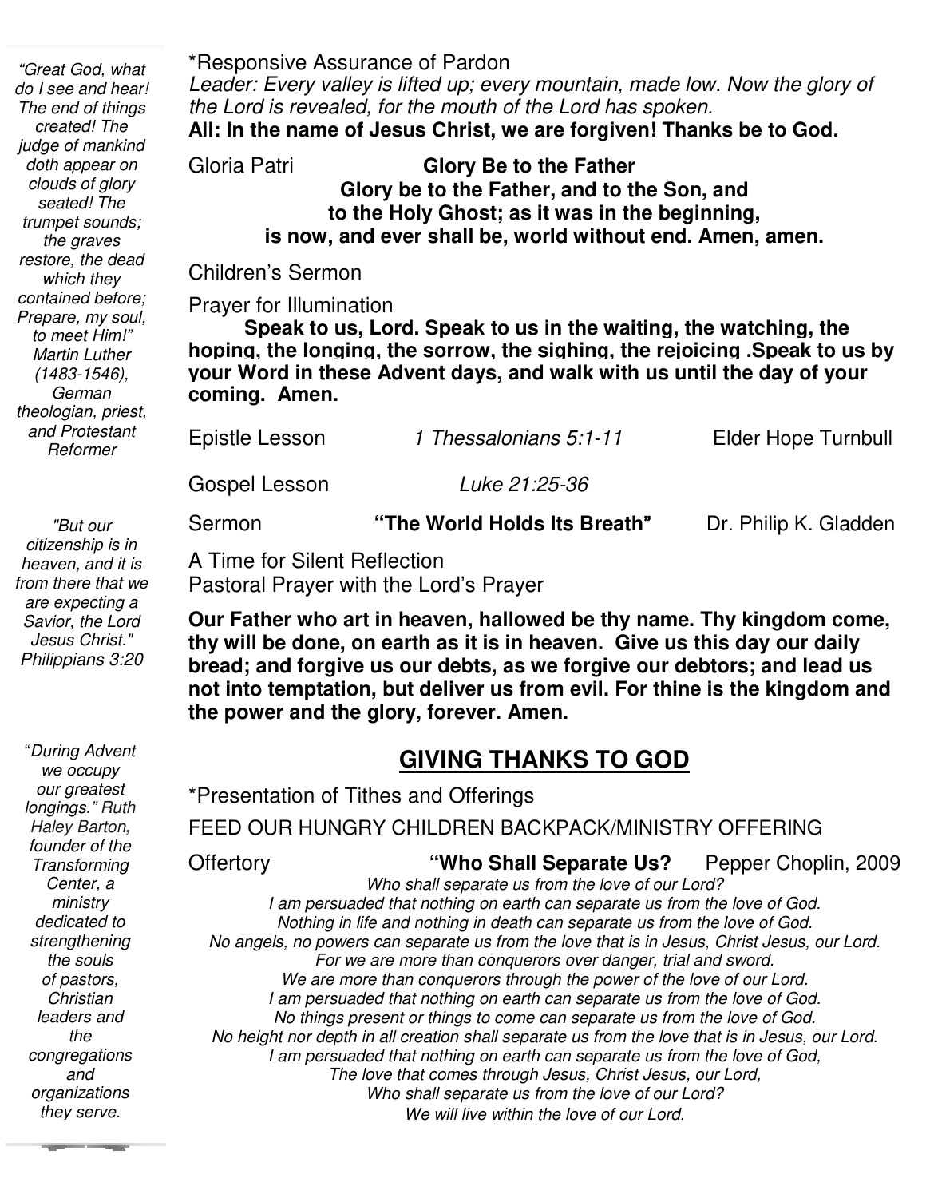*Responsive Assurance of Pardon

*Leader: Every valley is lifted up; every mountain, made low. Now the glory of the Lord is revealed, for the mouth of the Lord has spoken.*

**All: In the name of Jesus Christ, we are forgiven! Thanks be to God.**

Gloria Patri **Glory Be to the Father**

**Glory be to the Father, and to the Son, and to the Holy Ghost; as it was in the beginning, is now, and ever shall be, world without end. Amen, amen.**

Children's Sermon

Prayer for Illumination

**Speak to us, Lord. Speak to us in the waiting, the watching, the hoping, the longing, the sorrow, the sighing, the rejoicing .Speak to us by your Word in these Advent days, and walk with us until the day of your coming. Amen.**

Epistle Lesson *1 Thessalonians 5:1-11* Elder Hope Turnbull

Gospel Lesson *Luke 21:25-36*

Sermon **"The World Holds Its Breath"** Dr. Philip K. Gladden

A Time for Silent Reflection

Pastoral Prayer with the Lord's Prayer

**Our Father who art in heaven, hallowed be thy name. Thy kingdom come, thy will be done, on earth as it is in heaven. Give us this day our daily bread; and forgive us our debts, as we forgive our debtors; and lead us not into temptation, but deliver us from evil. For thine is the kingdom and the power and the glory, forever. Amen.**

## GIVING THANKS TO GOD

*Presentation of Tithes and Offerings

FEED OUR HUNGRY CHILDREN BACKPACK/MINISTRY OFFERING

Offertory **"Who Shall Separate Us?** Pepper Choplin, 2009

*Who shall separate us from the love of our Lord?*
*I am persuaded that nothing on earth can separate us from the love of God.*
*Nothing in life and nothing in death can separate us from the love of God.*
*No angels, no powers can separate us from the love that is in Jesus, Christ Jesus, our Lord.*
*For we are more than conquerors over danger, trial and sword.*
*We are more than conquerors through the power of the love of our Lord.*
*I am persuaded that nothing on earth can separate us from the love of God.*
*No things present or things to come can separate us from the love of God.*
*No height nor depth in all creation shall separate us from the love that is in Jesus, our Lord.*
*I am persuaded that nothing on earth can separate us from the love of God,*
*The love that comes through Jesus, Christ Jesus, our Lord,*
*Who shall separate us from the love of our Lord?*
*We will live within the love of our Lord.*

*"Great God, what do I see and hear! The end of things created! The judge of mankind doth appear on clouds of glory seated! The trumpet sounds; the graves restore, the dead which they contained before; Prepare, my soul, to meet Him!" Martin Luther (1483-1546), German theologian, priest, and Protestant Reformer*

*"But our citizenship is in heaven, and it is from there that we are expecting a Savior, the Lord Jesus Christ." Philippians 3:20*

"*During Advent we occupy our greatest longings." Ruth Haley Barton, founder of the Transforming Center, a ministry dedicated to strengthening the souls of pastors, Christian leaders and the congregations and organizations they serve.*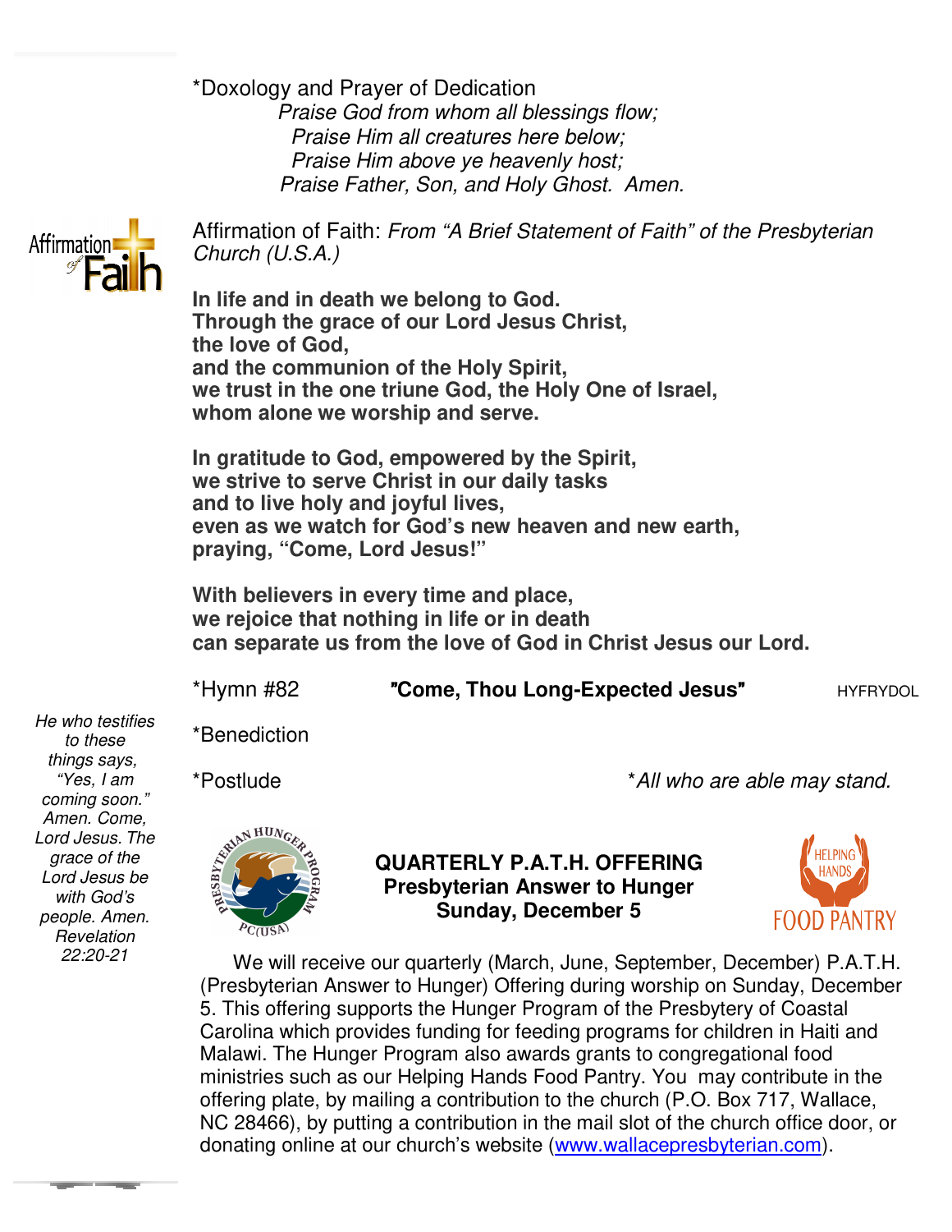*Doxology and Prayer of Dedication

*Praise God from whom all blessings flow;*
*Praise Him all creatures here below;*
*Praise Him above ye heavenly host;*
*Praise Father, Son, and Holy Ghost. Amen.*

Affirmation of Faith: *From "A Brief Statement of Faith" of the Presbyterian Church (U.S.A.)*

**In life and in death we belong to God.**
**Through the grace of our Lord Jesus Christ,**
**the love of God,**
**and the communion of the Holy Spirit,**
**we trust in the one triune God, the Holy One of Israel,**
**whom alone we worship and serve.**

**In gratitude to God, empowered by the Spirit,**
**we strive to serve Christ in our daily tasks**
**and to live holy and joyful lives,**
**even as we watch for God's new heaven and new earth,**
**praying, "Come, Lord Jesus!"**

**With believers in every time and place,**
**we rejoice that nothing in life or in death**
**can separate us from the love of God in Christ Jesus our Lord.**

*Hymn #82 **"Come, Thou Long-Expected Jesus"** HYFRYDOL

*Benediction

*Postlude *\*All who are able may stand.*

*He who testifies to these things says, "Yes, I am coming soon." Amen. Come, Lord Jesus. The grace of the Lord Jesus be with God's people. Amen. Revelation 22:20-21*

**QUARTERLY P.A.T.H. OFFERING**
**Presbyterian Answer to Hunger**
**Sunday, December 5**

We will receive our quarterly (March, June, September, December) P.A.T.H. (Presbyterian Answer to Hunger) Offering during worship on Sunday, December 5. This offering supports the Hunger Program of the Presbytery of Coastal Carolina which provides funding for feeding programs for children in Haiti and Malawi. The Hunger Program also awards grants to congregational food ministries such as our Helping Hands Food Pantry. You may contribute in the offering plate, by mailing a contribution to the church (P.O. Box 717, Wallace, NC 28466), by putting a contribution in the mail slot of the church office door, or donating online at our church's website (www.wallacepresbyterian.com).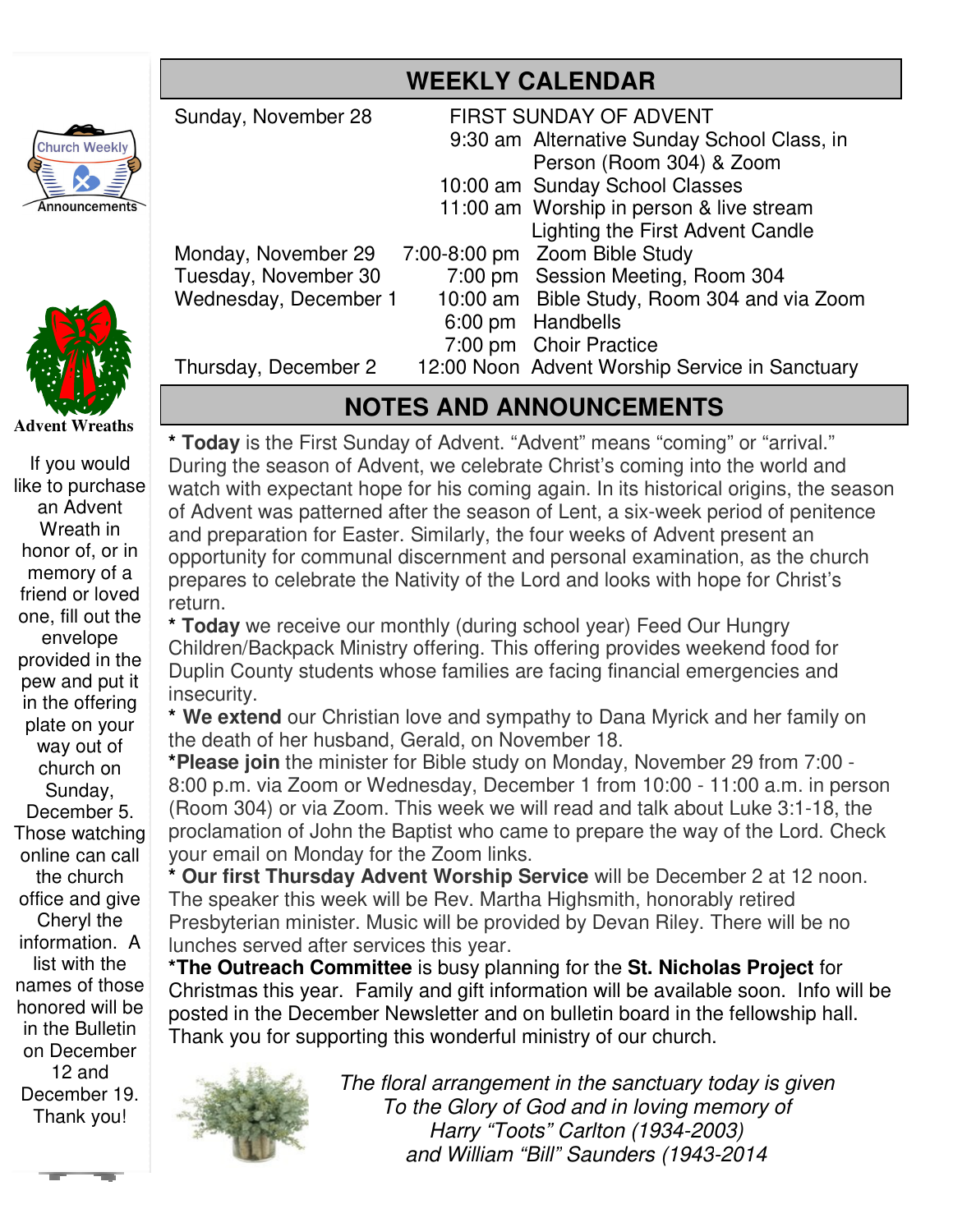Church Weekly Announcements

## WEEKLY CALENDAR

| | | |
|---|---|---|
| Sunday, November 28 | | FIRST SUNDAY OF ADVENT |
| | 9:30 am | Alternative Sunday School Class, in Person (Room 304) & Zoom |
| | 10:00 am | Sunday School Classes |
| | 11:00 am | Worship in person & live stream Lighting the First Advent Candle |
| Monday, November 29 | 7:00-8:00 pm | Zoom Bible Study |
| Tuesday, November 30 | 7:00 pm | Session Meeting, Room 304 |
| Wednesday, December 1 | 10:00 am | Bible Study, Room 304 and via Zoom |
| | 6:00 pm | Handbells |
| | 7:00 pm | Choir Practice |
| Thursday, December 2 | 12:00 Noon | Advent Worship Service in Sanctuary |

## NOTES AND ANNOUNCEMENTS

* **Today** is the First Sunday of Advent. "Advent" means "coming" or "arrival." During the season of Advent, we celebrate Christ's coming into the world and watch with expectant hope for his coming again. In its historical origins, the season of Advent was patterned after the season of Lent, a six-week period of penitence and preparation for Easter. Similarly, the four weeks of Advent present an opportunity for communal discernment and personal examination, as the church prepares to celebrate the Nativity of the Lord and looks with hope for Christ's return.

* **Today** we receive our monthly (during school year) Feed Our Hungry Children/Backpack Ministry offering. This offering provides weekend food for Duplin County students whose families are facing financial emergencies and insecurity.

* **We extend** our Christian love and sympathy to Dana Myrick and her family on the death of her husband, Gerald, on November 18.

***Please join** the minister for Bible study on Monday, November 29 from 7:00 - 8:00 p.m. via Zoom or Wednesday, December 1 from 10:00 - 11:00 a.m. in person (Room 304) or via Zoom. This week we will read and talk about Luke 3:1-18, the proclamation of John the Baptist who came to prepare the way of the Lord. Check your email on Monday for the Zoom links.

* **Our first Thursday Advent Worship Service** will be December 2 at 12 noon. The speaker this week will be Rev. Martha Highsmith, honorably retired Presbyterian minister. Music will be provided by Devan Riley. There will be no lunches served after services this year.

***The Outreach Committee** is busy planning for the **St. Nicholas Project** for Christmas this year. Family and gift information will be available soon. Info will be posted in the December Newsletter and on bulletin board in the fellowship hall. Thank you for supporting this wonderful ministry of our church.

*The floral arrangement in the sanctuary today is given To the Glory of God and in loving memory of Harry "Toots" Carlton (1934-2003) and William "Bill" Saunders (1943-2014*

**Advent Wreaths**

If you would like to purchase an Advent Wreath in honor of, or in memory of a friend or loved one, fill out the envelope provided in the pew and put it in the offering plate on your way out of church on Sunday, December 5. Those watching online can call the church office and give Cheryl the information. A list with the names of those honored will be in the Bulletin on December 12 and December 19. Thank you!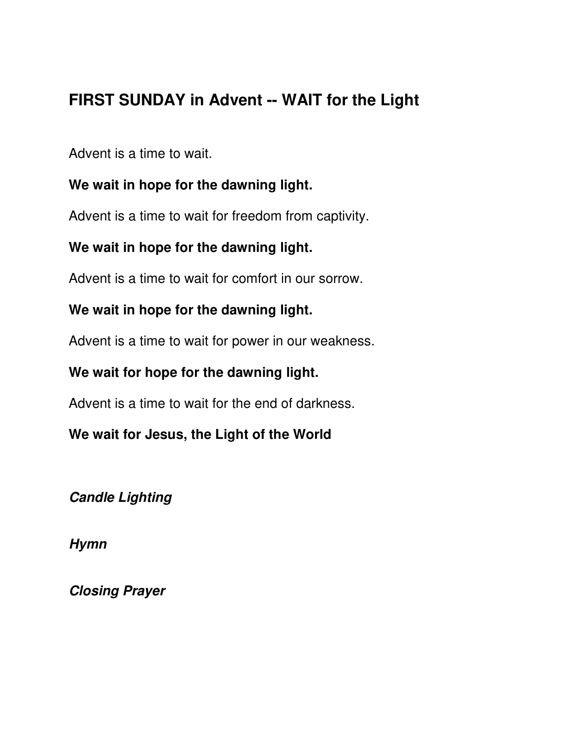## FIRST SUNDAY in Advent -- WAIT for the Light

Advent is a time to wait.

**We wait in hope for the dawning light.**

Advent is a time to wait for freedom from captivity.

**We wait in hope for the dawning light.**

Advent is a time to wait for comfort in our sorrow.

**We wait in hope for the dawning light.**

Advent is a time to wait for power in our weakness.

**We wait for hope for the dawning light.**

Advent is a time to wait for the end of darkness.

**We wait for Jesus, the Light of the World**

***Candle Lighting***

***Hymn***

***Closing Prayer***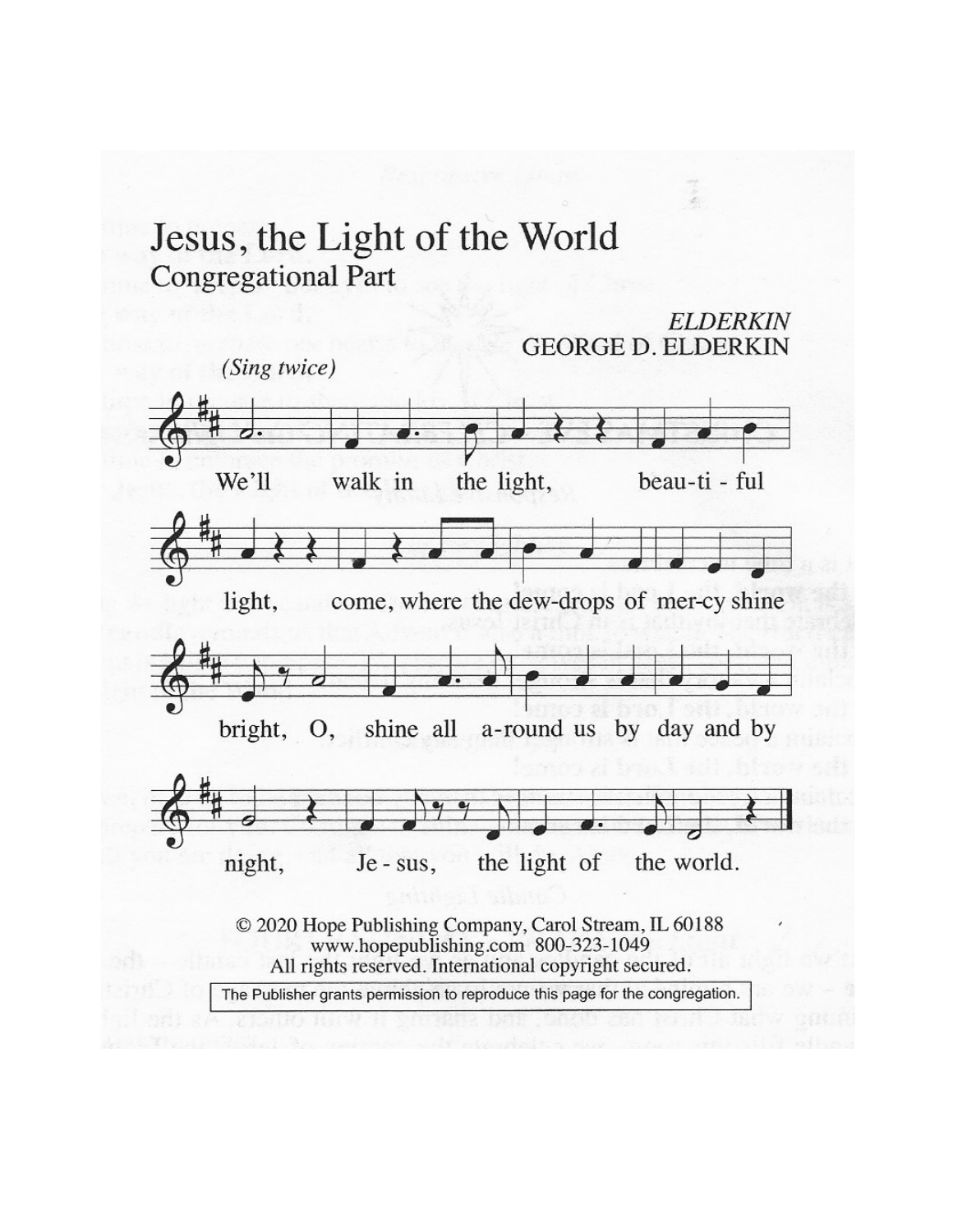# Jesus, the Light of the World

## Congregational Part

*ELDERKIN*
GEORGE D. ELDERKIN

*(Sing twice)*

We'll walk in the light, beau-ti - ful light, come, where the dew-drops of mer-cy shine bright, O, shine all a-round us by day and by night, Je - sus, the light of the world.

© 2020 Hope Publishing Company, Carol Stream, IL 60188
www.hopepublishing.com 800-323-1049
All rights reserved. International copyright secured.

The Publisher grants permission to reproduce this page for the congregation.